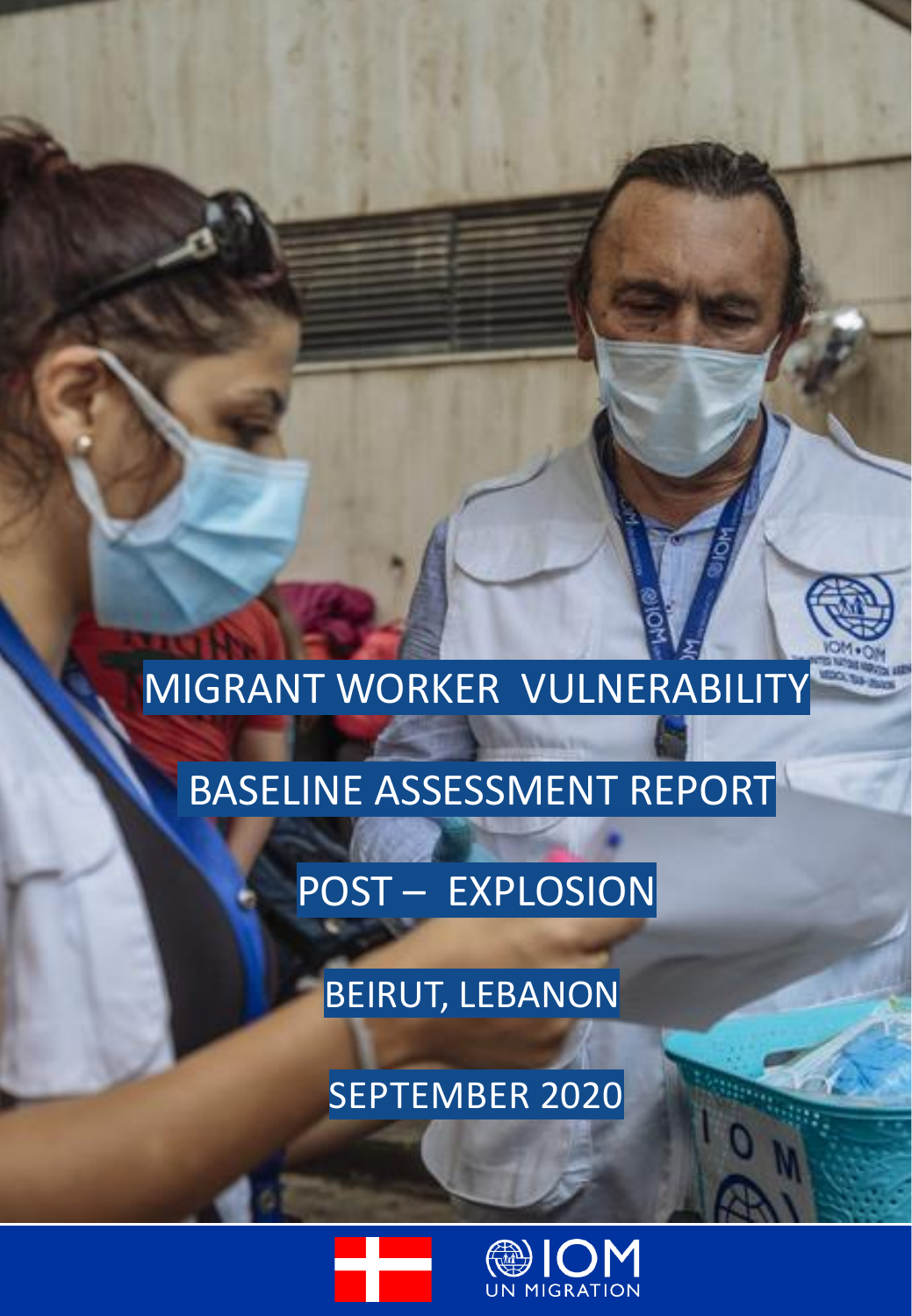# MIGRANT WORKER VULNERABILITY

# BASELINE ASSESSMENT REPORT

# POST – EXPLOSION

## BEIRUT, LEBANON

## SEPTEMBER 2020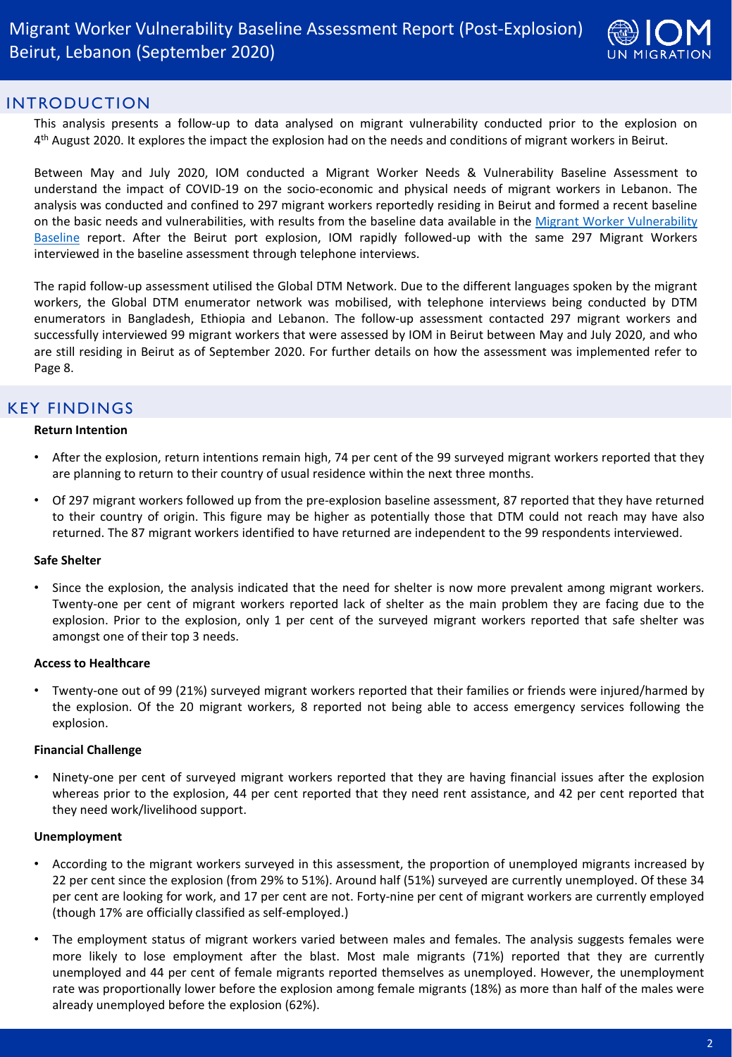# Migrant Worker Vulnerability Baseline Assessment Report (Post-Explosion) Beirut, Lebanon (September 2020)

## INTRODUCTION

This analysis presents a follow-up to data analysed on migrant vulnerability conducted prior to the explosion on 4th August 2020. It explores the impact the explosion had on the needs and conditions of migrant workers in Beirut.

Between May and July 2020, IOM conducted a Migrant Worker Needs & Vulnerability Baseline Assessment to understand the impact of COVID-19 on the socio-economic and physical needs of migrant workers in Lebanon. The analysis was conducted and confined to 297 migrant workers reportedly residing in Beirut and formed a recent baseline on the basic needs and vulnerabilities, with results from the baseline data available in the Migrant Worker Vulnerability Baseline report. After the Beirut port explosion, IOM rapidly followed-up with the same 297 Migrant Workers interviewed in the baseline assessment through telephone interviews.

The rapid follow-up assessment utilised the Global DTM Network. Due to the different languages spoken by the migrant workers, the Global DTM enumerator network was mobilised, with telephone interviews being conducted by DTM enumerators in Bangladesh, Ethiopia and Lebanon. The follow-up assessment contacted 297 migrant workers and successfully interviewed 99 migrant workers that were assessed by IOM in Beirut between May and July 2020, and who are still residing in Beirut as of September 2020. For further details on how the assessment was implemented refer to Page 8.

## KEY FINDINGS

**Return Intention**

- After the explosion, return intentions remain high, 74 per cent of the 99 surveyed migrant workers reported that they are planning to return to their country of usual residence within the next three months.
- Of 297 migrant workers followed up from the pre-explosion baseline assessment, 87 reported that they have returned to their country of origin. This figure may be higher as potentially those that DTM could not reach may have also returned. The 87 migrant workers identified to have returned are independent to the 99 respondents interviewed.

**Safe Shelter**

- Since the explosion, the analysis indicated that the need for shelter is now more prevalent among migrant workers. Twenty-one per cent of migrant workers reported lack of shelter as the main problem they are facing due to the explosion. Prior to the explosion, only 1 per cent of the surveyed migrant workers reported that safe shelter was amongst one of their top 3 needs.

**Access to Healthcare**

- Twenty-one out of 99 (21%) surveyed migrant workers reported that their families or friends were injured/harmed by the explosion. Of the 20 migrant workers, 8 reported not being able to access emergency services following the explosion.

**Financial Challenge**

- Ninety-one per cent of surveyed migrant workers reported that they are having financial issues after the explosion whereas prior to the explosion, 44 per cent reported that they need rent assistance, and 42 per cent reported that they need work/livelihood support.

**Unemployment**

- According to the migrant workers surveyed in this assessment, the proportion of unemployed migrants increased by 22 per cent since the explosion (from 29% to 51%). Around half (51%) surveyed are currently unemployed. Of these 34 per cent are looking for work, and 17 per cent are not. Forty-nine per cent of migrant workers are currently employed (though 17% are officially classified as self-employed.)
- The employment status of migrant workers varied between males and females. The analysis suggests females were more likely to lose employment after the blast. Most male migrants (71%) reported that they are currently unemployed and 44 per cent of female migrants reported themselves as unemployed. However, the unemployment rate was proportionally lower before the explosion among female migrants (18%) as more than half of the males were already unemployed before the explosion (62%).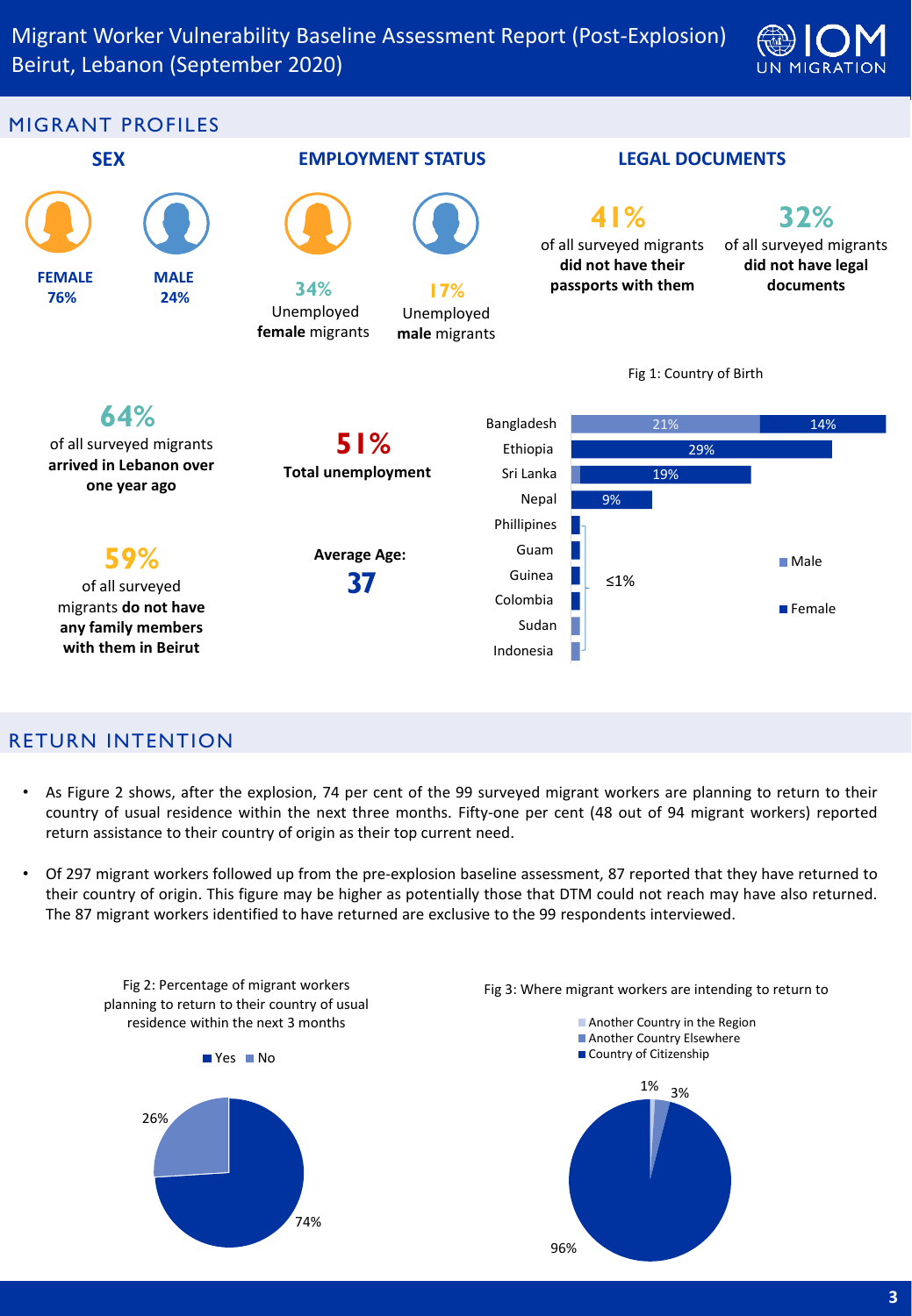# Migrant Worker Vulnerability Baseline Assessment Report (Post-Explosion) Beirut, Lebanon (September 2020)

## MIGRANT PROFILES

### SEX

**FEMALE 76%**

**MALE 24%**

### EMPLOYMENT STATUS

**34%** Unemployed **female** migrants

**17%** Unemployed **male** migrants

### LEGAL DOCUMENTS

**41%** of all surveyed migrants **did not have their passports with them**

**32%** of all surveyed migrants **did not have legal documents**

**64%** of all surveyed migrants **arrived in Lebanon over one year ago**

**59%** of all surveyed migrants **do not have any family members with them in Beirut**

**51%** **Total unemployment**

**Average Age:** **37**

Fig 1: Country of Birth

| Country | Male | Female |
|---|---|---|
| Bangladesh | 21% | 14% |
| Ethiopia | | 29% |
| Sri Lanka | | 19% |
| Nepal | | 9% |
| Phillipines | ≤1% | ≤1% |
| Guam | ≤1% | ≤1% |
| Guinea | ≤1% | ≤1% |
| Colombia | ≤1% | ≤1% |
| Sudan | ≤1% | ≤1% |
| Indonesia | ≤1% | ≤1% |

## RETURN INTENTION

- As Figure 2 shows, after the explosion, 74 per cent of the 99 surveyed migrant workers are planning to return to their country of usual residence within the next three months. Fifty-one per cent (48 out of 94 migrant workers) reported return assistance to their country of origin as their top current need.
- Of 297 migrant workers followed up from the pre-explosion baseline assessment, 87 reported that they have returned to their country of origin. This figure may be higher as potentially those that DTM could not reach may have also returned. The 87 migrant workers identified to have returned are exclusive to the 99 respondents interviewed.

Fig 2: Percentage of migrant workers planning to return to their country of usual residence within the next 3 months

| Response | Percentage |
|---|---|
| Yes | 74% |
| No | 26% |

Fig 3: Where migrant workers are intending to return to

| Destination | Percentage |
|---|---|
| Another Country in the Region | 1% |
| Another Country Elsewhere | 3% |
| Country of Citizenship | 96% |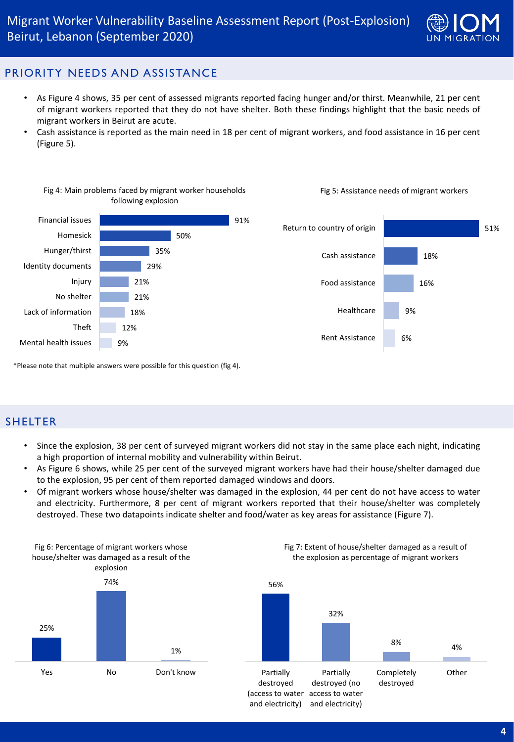## PRIORITY NEEDS AND ASSISTANCE

- As Figure 4 shows, 35 per cent of assessed migrants reported facing hunger and/or thirst. Meanwhile, 21 per cent of migrant workers reported that they do not have shelter. Both these findings highlight that the basic needs of migrant workers in Beirut are acute.
- Cash assistance is reported as the main need in 18 per cent of migrant workers, and food assistance in 16 per cent (Figure 5).

Fig 4: Main problems faced by migrant worker households following explosion

| Problem | Percentage |
| --- | --- |
| Financial issues | 91% |
| Homesick | 50% |
| Hunger/thirst | 35% |
| Identity documents | 29% |
| Injury | 21% |
| No shelter | 21% |
| Lack of information | 18% |
| Theft | 12% |
| Mental health issues | 9% |

*Please note that multiple answers were possible for this question (fig 4).

Fig 5: Assistance needs of migrant workers

| Need | Percentage |
| --- | --- |
| Return to country of origin | 51% |
| Cash assistance | 18% |
| Food assistance | 16% |
| Healthcare | 9% |
| Rent Assistance | 6% |

## SHELTER

- Since the explosion, 38 per cent of surveyed migrant workers did not stay in the same place each night, indicating a high proportion of internal mobility and vulnerability within Beirut.
- As Figure 6 shows, while 25 per cent of the surveyed migrant workers have had their house/shelter damaged due to the explosion, 95 per cent of them reported damaged windows and doors.
- Of migrant workers whose house/shelter was damaged in the explosion, 44 per cent do not have access to water and electricity. Furthermore, 8 per cent of migrant workers reported that their house/shelter was completely destroyed. These two datapoints indicate shelter and food/water as key areas for assistance (Figure 7).

Fig 6: Percentage of migrant workers whose house/shelter was damaged as a result of the explosion

| Response | Percentage |
| --- | --- |
| Yes | 25% |
| No | 74% |
| Don't know | 1% |

Fig 7: Extent of house/shelter damaged as a result of the explosion as percentage of migrant workers

| Extent | Percentage |
| --- | --- |
| Partially destroyed (access to water and electricity) | 56% |
| Partially destroyed (no access to water and electricity) | 32% |
| Completely destroyed | 8% |
| Other | 4% |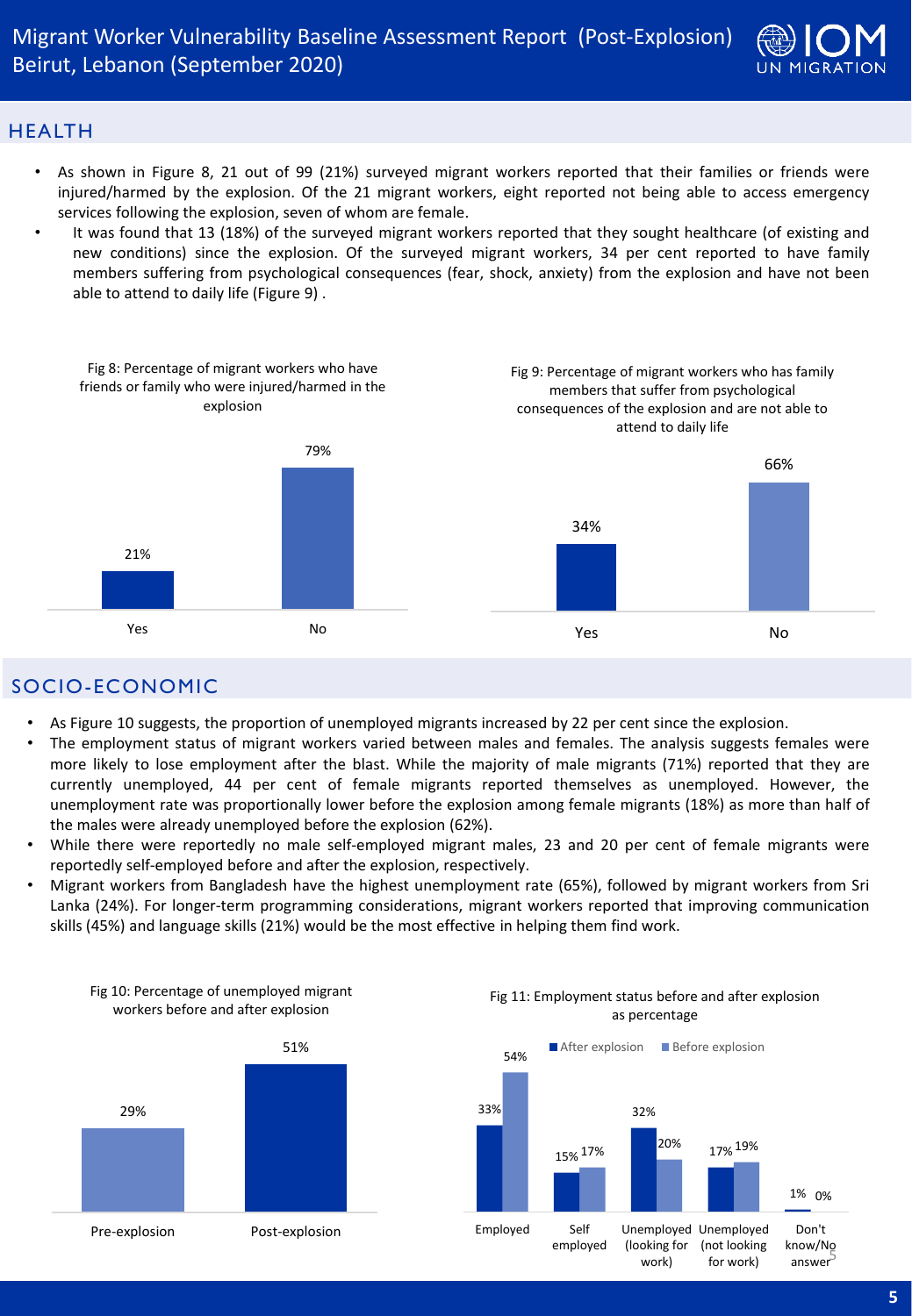## HEALTH

- As shown in Figure 8, 21 out of 99 (21%) surveyed migrant workers reported that their families or friends were injured/harmed by the explosion. Of the 21 migrant workers, eight reported not being able to access emergency services following the explosion, seven of whom are female.
- It was found that 13 (18%) of the surveyed migrant workers reported that they sought healthcare (of existing and new conditions) since the explosion. Of the surveyed migrant workers, 34 per cent reported to have family members suffering from psychological consequences (fear, shock, anxiety) from the explosion and have not been able to attend to daily life (Figure 9) .

Fig 8: Percentage of migrant workers who have friends or family who were injured/harmed in the explosion

| | Percentage |
|---|---|
| Yes | 21% |
| No | 79% |

Fig 9: Percentage of migrant workers who has family members that suffer from psychological consequences of the explosion and are not able to attend to daily life

| | Percentage |
|---|---|
| Yes | 34% |
| No | 66% |

## SOCIO-ECONOMIC

- As Figure 10 suggests, the proportion of unemployed migrants increased by 22 per cent since the explosion.
- The employment status of migrant workers varied between males and females. The analysis suggests females were more likely to lose employment after the blast. While the majority of male migrants (71%) reported that they are currently unemployed, 44 per cent of female migrants reported themselves as unemployed. However, the unemployment rate was proportionally lower before the explosion among female migrants (18%) as more than half of the males were already unemployed before the explosion (62%).
- While there were reportedly no male self-employed migrant males, 23 and 20 per cent of female migrants were reportedly self-employed before and after the explosion, respectively.
- Migrant workers from Bangladesh have the highest unemployment rate (65%), followed by migrant workers from Sri Lanka (24%). For longer-term programming considerations, migrant workers reported that improving communication skills (45%) and language skills (21%) would be the most effective in helping them find work.

Fig 10: Percentage of unemployed migrant workers before and after explosion

| | Percentage |
|---|---|
| Pre-explosion | 29% |
| Post-explosion | 51% |

Fig 11: Employment status before and after explosion as percentage

| Status | After explosion | Before explosion |
|---|---|---|
| Employed | 33% | 54% |
| Self employed | 15% | 17% |
| Unemployed (looking for work) | 32% | 20% |
| Unemployed (not looking for work) | 17% | 19% |
| Don't know/No answer | 1% | 0% |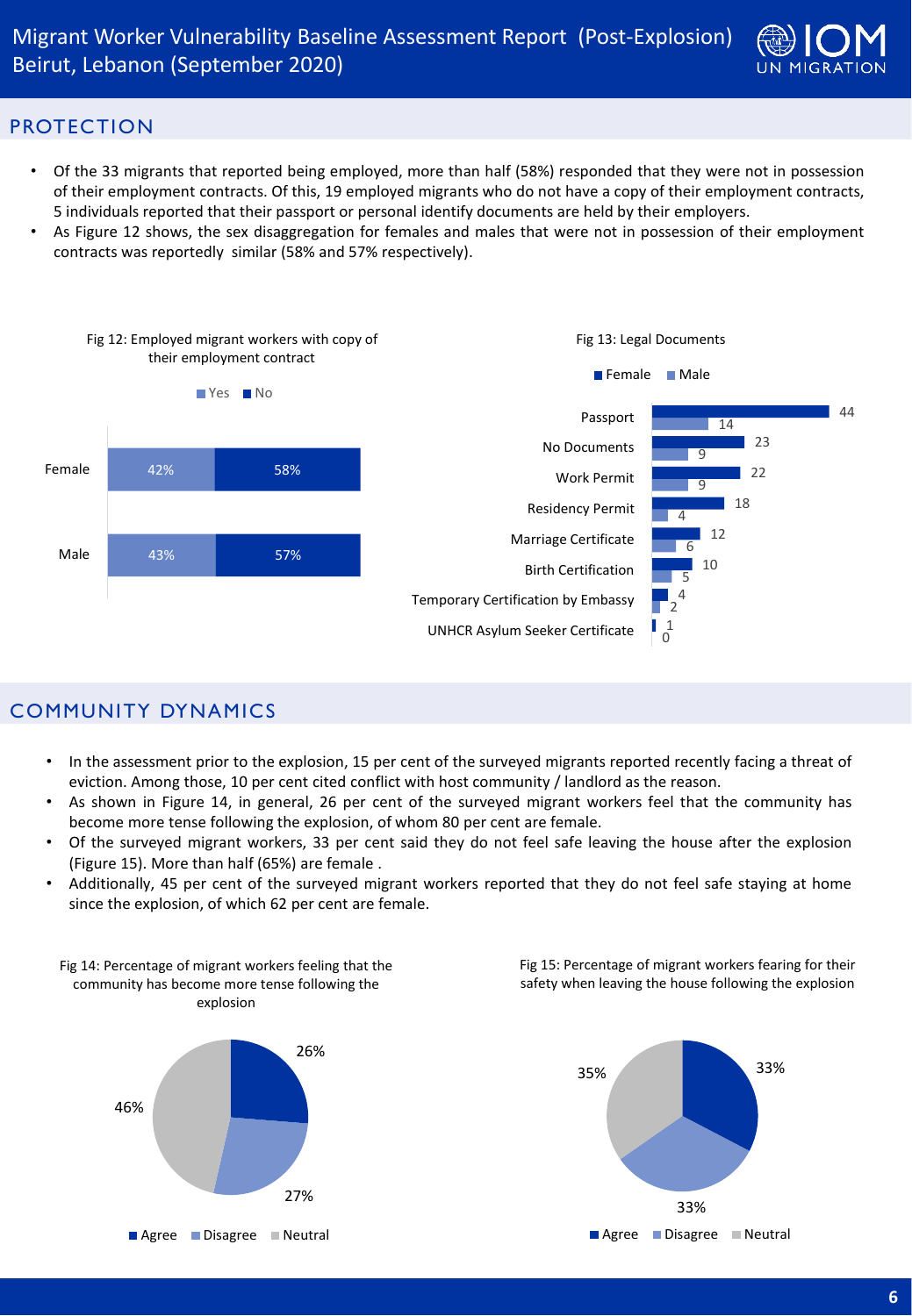## PROTECTION

- Of the 33 migrants that reported being employed, more than half (58%) responded that they were not in possession of their employment contracts. Of this, 19 employed migrants who do not have a copy of their employment contracts, 5 individuals reported that their passport or personal identify documents are held by their employers.
- As Figure 12 shows, the sex disaggregation for females and males that were not in possession of their employment contracts was reportedly similar (58% and 57% respectively).

Fig 12: Employed migrant workers with copy of their employment contract

| | Yes | No |
|---|---|---|
| Female | 42% | 58% |
| Male | 43% | 57% |

Fig 13: Legal Documents

| | Female | Male |
|---|---|---|
| Passport | 44 | 14 |
| No Documents | 23 | 9 |
| Work Permit | 22 | 9 |
| Residency Permit | 18 | 4 |
| Marriage Certificate | 12 | 6 |
| Birth Certification | 10 | 5 |
| Temporary Certification by Embassy | 4 | 2 |
| UNHCR Asylum Seeker Certificate | 1 | 0 |

## COMMUNITY DYNAMICS

- In the assessment prior to the explosion, 15 per cent of the surveyed migrants reported recently facing a threat of eviction. Among those, 10 per cent cited conflict with host community / landlord as the reason.
- As shown in Figure 14, in general, 26 per cent of the surveyed migrant workers feel that the community has become more tense following the explosion, of whom 80 per cent are female.
- Of the surveyed migrant workers, 33 per cent said they do not feel safe leaving the house after the explosion (Figure 15). More than half (65%) are female .
- Additionally, 45 per cent of the surveyed migrant workers reported that they do not feel safe staying at home since the explosion, of which 62 per cent are female.

Fig 14: Percentage of migrant workers feeling that the community has become more tense following the explosion

| Agree | Disagree | Neutral |
|---|---|---|
| 26% | 27% | 46% |

Fig 15: Percentage of migrant workers fearing for their safety when leaving the house following the explosion

| Agree | Disagree | Neutral |
|---|---|---|
| 33% | 33% | 35% |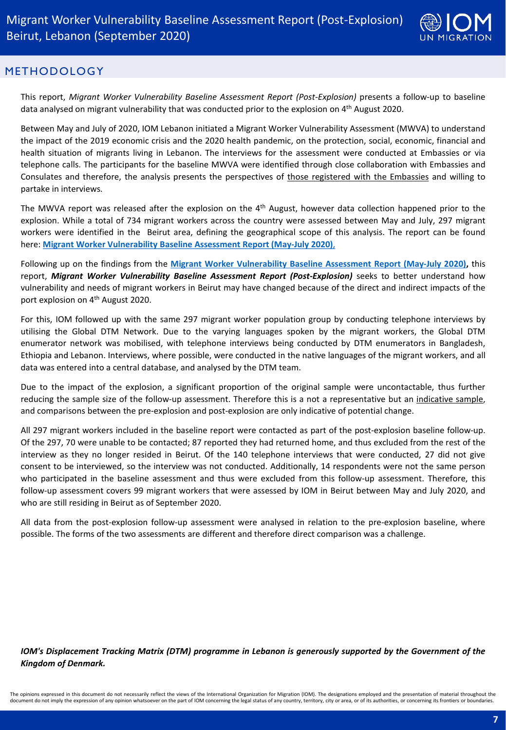## METHODOLOGY

This report, *Migrant Worker Vulnerability Baseline Assessment Report (Post-Explosion)* presents a follow-up to baseline data analysed on migrant vulnerability that was conducted prior to the explosion on 4th August 2020.

Between May and July of 2020, IOM Lebanon initiated a Migrant Worker Vulnerability Assessment (MWVA) to understand the impact of the 2019 economic crisis and the 2020 health pandemic, on the protection, social, economic, financial and health situation of migrants living in Lebanon. The interviews for the assessment were conducted at Embassies or via telephone calls. The participants for the baseline MWVA were identified through close collaboration with Embassies and Consulates and therefore, the analysis presents the perspectives of those registered with the Embassies and willing to partake in interviews.

The MWVA report was released after the explosion on the 4th August, however data collection happened prior to the explosion. While a total of 734 migrant workers across the country were assessed between May and July, 297 migrant workers were identified in the Beirut area, defining the geographical scope of this analysis. The report can be found here: **Migrant Worker Vulnerability Baseline Assessment Report (May-July 2020),**

Following up on the findings from the **Migrant Worker Vulnerability Baseline Assessment Report (May-July 2020),** this report, ***Migrant Worker Vulnerability Baseline Assessment Report (Post-Explosion)*** seeks to better understand how vulnerability and needs of migrant workers in Beirut may have changed because of the direct and indirect impacts of the port explosion on 4th August 2020.

For this, IOM followed up with the same 297 migrant worker population group by conducting telephone interviews by utilising the Global DTM Network. Due to the varying languages spoken by the migrant workers, the Global DTM enumerator network was mobilised, with telephone interviews being conducted by DTM enumerators in Bangladesh, Ethiopia and Lebanon. Interviews, where possible, were conducted in the native languages of the migrant workers, and all data was entered into a central database, and analysed by the DTM team.

Due to the impact of the explosion, a significant proportion of the original sample were uncontactable, thus further reducing the sample size of the follow-up assessment. Therefore this is a not a representative but an indicative sample, and comparisons between the pre-explosion and post-explosion are only indicative of potential change.

All 297 migrant workers included in the baseline report were contacted as part of the post-explosion baseline follow-up. Of the 297, 70 were unable to be contacted; 87 reported they had returned home, and thus excluded from the rest of the interview as they no longer resided in Beirut. Of the 140 telephone interviews that were conducted, 27 did not give consent to be interviewed, so the interview was not conducted. Additionally, 14 respondents were not the same person who participated in the baseline assessment and thus were excluded from this follow-up assessment. Therefore, this follow-up assessment covers 99 migrant workers that were assessed by IOM in Beirut between May and July 2020, and who are still residing in Beirut as of September 2020.

All data from the post-explosion follow-up assessment were analysed in relation to the pre-explosion baseline, where possible. The forms of the two assessments are different and therefore direct comparison was a challenge.

***IOM's Displacement Tracking Matrix (DTM) programme in Lebanon is generously supported by the Government of the Kingdom of Denmark.***

The opinions expressed in this document do not necessarily reflect the views of the International Organization for Migration (IOM). The designations employed and the presentation of material throughout the document do not imply the expression of any opinion whatsoever on the part of IOM concerning the legal status of any country, territory, city or area, or of its authorities, or concerning its frontiers or boundaries.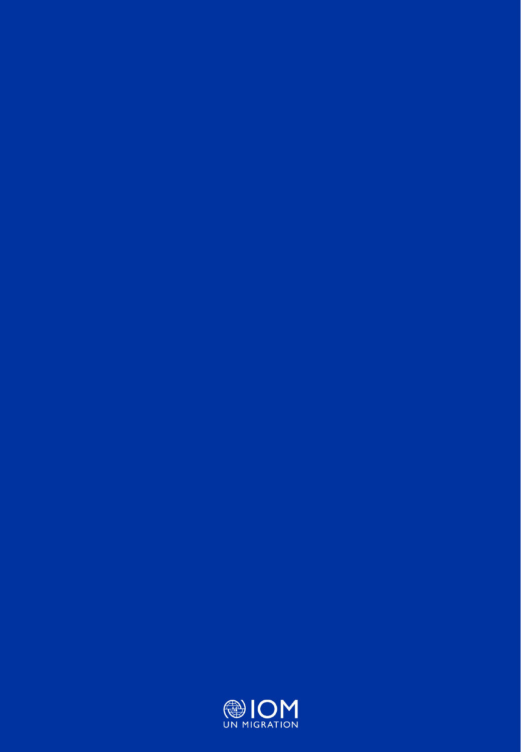IOM
UN MIGRATION